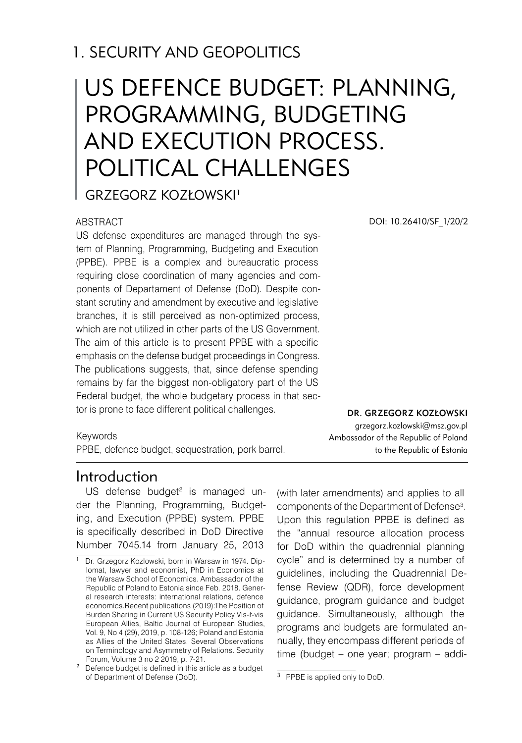# 1. SECURITY AND GEOPOLITICS

## US DEFENCE BUDGET: PLANNING, PROGRAMMING, BUDGETING AND EXECUTION PROCESS. POLITICAL CHALLENGES

GRZEGORZ KOZŁOWSKI[1]

DOI: 10.26410/SF_1/20/2

ABSTRACT

US defense expenditures are managed through the system of Planning, Programming, Budgeting and Execution (PPBE). PPBE is a complex and bureaucratic process requiring close coordination of many agencies and components of Departament of Defense (DoD). Despite constant scrutiny and amendment by executive and legislative branches, it is still perceived as non-optimized process, which are not utilized in other parts of the US Government. The aim of this article is to present PPBE with a specific emphasis on the defense budget proceedings in Congress. The publications suggests, that, since defense spending remains by far the biggest non-obligatory part of the US Federal budget, the whole budgetary process in that sector is prone to face different political challenges.

Keywords

PPBE, defence budget, sequestration, pork barrel.

**DR. GRZEGORZ KOZŁOWSKI**
grzegorz.kozlowski@msz.gov.pl
Ambassador of the Republic of Poland to the Republic of Estonia

## Introduction

US defense budget[2] is managed under the Planning, Programming, Budgeting, and Execution (PPBE) system. PPBE is specifically described in DoD Directive Number 7045.14 from January 25, 2013 (with later amendments) and applies to all components of the Department of Defense[3]. Upon this regulation PPBE is defined as the "annual resource allocation process for DoD within the quadrennial planning cycle" and is determined by a number of guidelines, including the Quadrennial Defense Review (QDR), force development guidance, program guidance and budget guidance. Simultaneously, although the programs and budgets are formulated annually, they encompass different periods of time (budget – one year; program – addi-

[1] Dr. Grzegorz Kozlowski, born in Warsaw in 1974. Diplomat, lawyer and economist, PhD in Economics at the Warsaw School of Economics. Ambassador of the Republic of Poland to Estonia since Feb. 2018. General research interests: international relations, defence economics.Recent publications (2019):The Position of Burden Sharing in Current US Security Policy Vis-ŕ-vis European Allies, Baltic Journal of European Studies, Vol. 9, No 4 (29), 2019, p. 108-126; Poland and Estonia as Allies of the United States. Several Observations on Terminology and Asymmetry of Relations. Security Forum, Volume 3 no 2 2019, p. 7-21.

[2] Defence budget is defined in this article as a budget of Department of Defense (DoD).

[3] PPBE is applied only to DoD.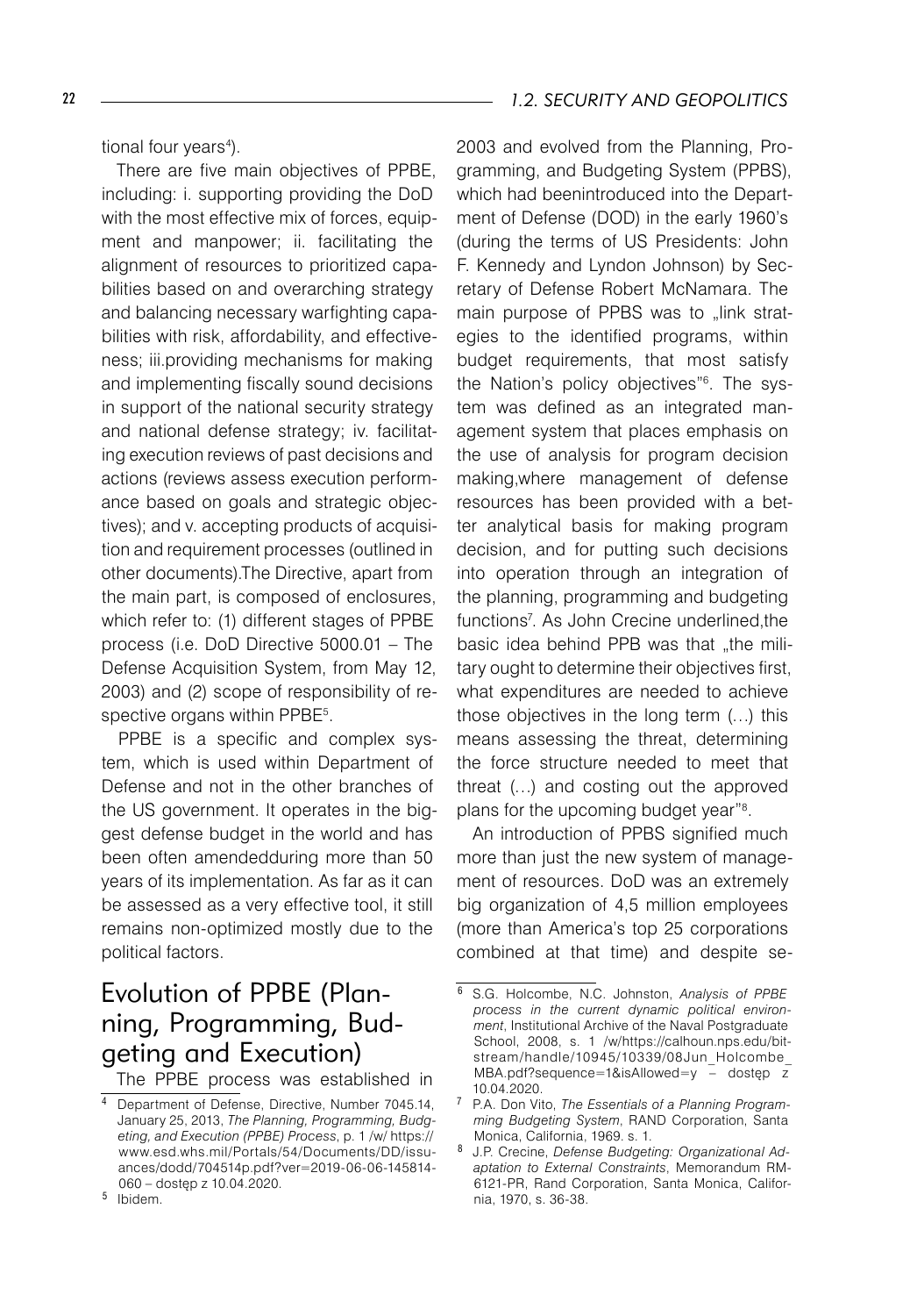tional four years[4]).

There are five main objectives of PPBE, including: i. supporting providing the DoD with the most effective mix of forces, equipment and manpower; ii. facilitating the alignment of resources to prioritized capabilities based on and overarching strategy and balancing necessary warfighting capabilities with risk, affordability, and effectiveness; iii.providing mechanisms for making and implementing fiscally sound decisions in support of the national security strategy and national defense strategy; iv. facilitating execution reviews of past decisions and actions (reviews assess execution performance based on goals and strategic objectives); and v. accepting products of acquisition and requirement processes (outlined in other documents).The Directive, apart from the main part, is composed of enclosures, which refer to: (1) different stages of PPBE process (i.e. DoD Directive 5000.01 – The Defense Acquisition System, from May 12, 2003) and (2) scope of responsibility of respective organs within PPBE[5].

PPBE is a specific and complex system, which is used within Department of Defense and not in the other branches of the US government. It operates in the biggest defense budget in the world and has been often amendedduring more than 50 years of its implementation. As far as it can be assessed as a very effective tool, it still remains non-optimized mostly due to the political factors.

## Evolution of PPBE (Planning, Programming, Budgeting and Execution)

The PPBE process was established in 2003 and evolved from the Planning, Programming, and Budgeting System (PPBS), which had beenintroduced into the Department of Defense (DOD) in the early 1960's (during the terms of US Presidents: John F. Kennedy and Lyndon Johnson) by Secretary of Defense Robert McNamara. The main purpose of PPBS was to „link strategies to the identified programs, within budget requirements, that most satisfy the Nation's policy objectives"[6]. The system was defined as an integrated management system that places emphasis on the use of analysis for program decision making,where management of defense resources has been provided with a better analytical basis for making program decision, and for putting such decisions into operation through an integration of the planning, programming and budgeting functions[7]. As John Crecine underlined,the basic idea behind PPB was that „the military ought to determine their objectives first, what expenditures are needed to achieve those objectives in the long term (…) this means assessing the threat, determining the force structure needed to meet that threat (…) and costing out the approved plans for the upcoming budget year"[8].

An introduction of PPBS signified much more than just the new system of management of resources. DoD was an extremely big organization of 4,5 million employees (more than America's top 25 corporations combined at that time) and despite se-

---

[4] Department of Defense, Directive, Number 7045.14, January 25, 2013, *The Planning, Programming, Budgeting, and Execution (PPBE) Process*, p. 1 /w/ https://www.esd.whs.mil/Portals/54/Documents/DD/issuances/dodd/704514p.pdf?ver=2019-06-06-145814-060 – dostęp z 10.04.2020.

[5] Ibidem.

[6] S.G. Holcombe, N.C. Johnston, *Analysis of PPBE process in the current dynamic political environment*, Institutional Archive of the Naval Postgraduate School, 2008, s. 1 /w/https://calhoun.nps.edu/bitstream/handle/10945/10339/08Jun_Holcombe_MBA.pdf?sequence=1&isAllowed=y – dostęp z 10.04.2020.

[7] P.A. Don Vito, *The Essentials of a Planning Programming Budgeting System*, RAND Corporation, Santa Monica, California, 1969. s. 1.

[8] J.P. Crecine, *Defense Budgeting: Organizational Adaptation to External Constraints*, Memorandum RM-6121-PR, Rand Corporation, Santa Monica, California, 1970, s. 36-38.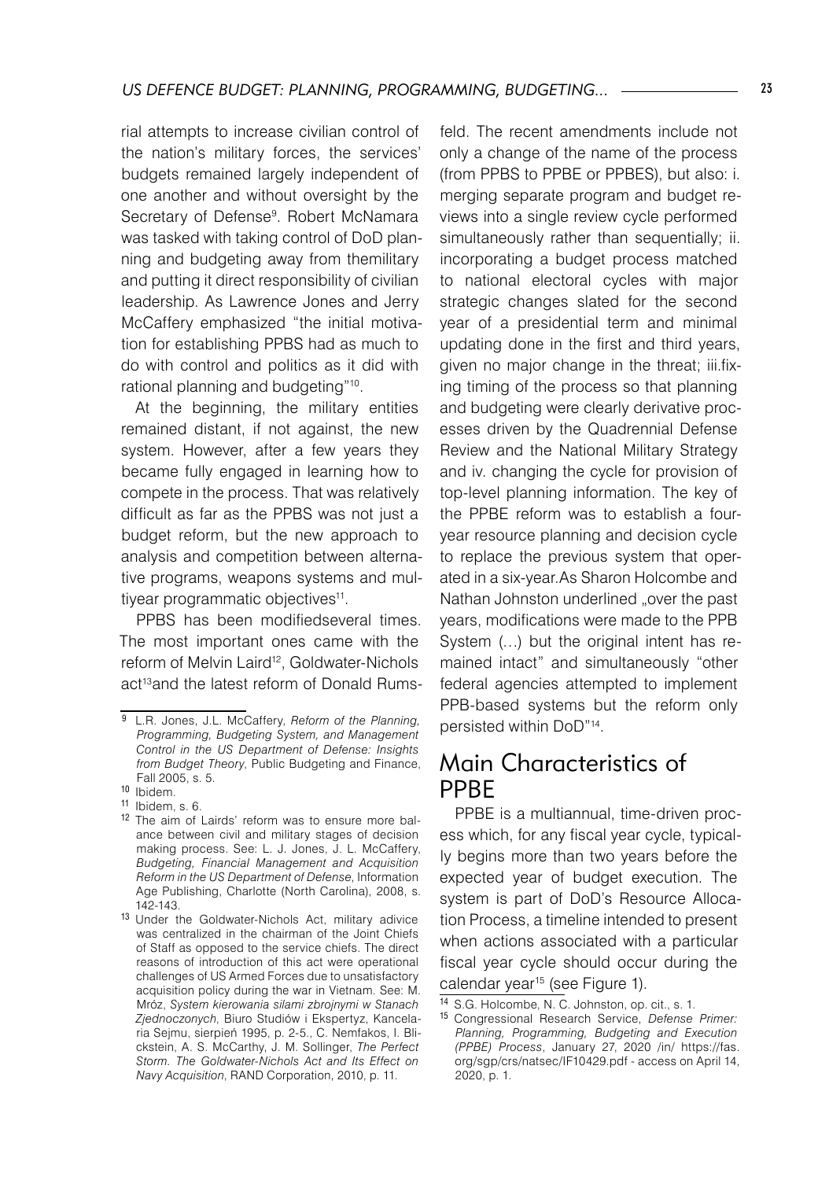rial attempts to increase civilian control of the nation's military forces, the services' budgets remained largely independent of one another and without oversight by the Secretary of Defense[9]. Robert McNamara was tasked with taking control of DoD planning and budgeting away from themilitary and putting it direct responsibility of civilian leadership. As Lawrence Jones and Jerry McCaffery emphasized "the initial motivation for establishing PPBS had as much to do with control and politics as it did with rational planning and budgeting"[10].

At the beginning, the military entities remained distant, if not against, the new system. However, after a few years they became fully engaged in learning how to compete in the process. That was relatively difficult as far as the PPBS was not just a budget reform, but the new approach to analysis and competition between alternative programs, weapons systems and multiyear programmatic objectives[11].

PPBS has been modifiedseveral times. The most important ones came with the reform of Melvin Laird[12], Goldwater-Nichols act[13]and the latest reform of Donald Rumsfeld. The recent amendments include not only a change of the name of the process (from PPBS to PPBE or PPBES), but also: i. merging separate program and budget reviews into a single review cycle performed simultaneously rather than sequentially; ii. incorporating a budget process matched to national electoral cycles with major strategic changes slated for the second year of a presidential term and minimal updating done in the first and third years, given no major change in the threat; iii.fixing timing of the process so that planning and budgeting were clearly derivative processes driven by the Quadrennial Defense Review and the National Military Strategy and iv. changing the cycle for provision of top-level planning information. The key of the PPBE reform was to establish a four-year resource planning and decision cycle to replace the previous system that operated in a six-year.As Sharon Holcombe and Nathan Johnston underlined „over the past years, modifications were made to the PPB System (…) but the original intent has remained intact" and simultaneously "other federal agencies attempted to implement PPB-based systems but the reform only persisted within DoD"[14].

## Main Characteristics of PPBE

PPBE is a multiannual, time-driven process which, for any fiscal year cycle, typically begins more than two years before the expected year of budget execution. The system is part of DoD's Resource Allocation Process, a timeline intended to present when actions associated with a particular fiscal year cycle should occur during the calendar year[15] (see Figure 1).

---

[9] L.R. Jones, J.L. McCaffery, *Reform of the Planning, Programming, Budgeting System, and Management Control in the US Department of Defense: Insights from Budget Theory*, Public Budgeting and Finance, Fall 2005, s. 5.

[10] Ibidem.

[11] Ibidem, s. 6.

[12] The aim of Lairds' reform was to ensure more balance between civil and military stages of decision making process. See: L. J. Jones, J. L. McCaffery, *Budgeting, Financial Management and Acquisition Reform in the US Department of Defense*, Information Age Publishing, Charlotte (North Carolina), 2008, s. 142-143.

[13] Under the Goldwater-Nichols Act, military adivice was centralized in the chairman of the Joint Chiefs of Staff as opposed to the service chiefs. The direct reasons of introduction of this act were operational challenges of US Armed Forces due to unsatisfactory acquisition policy during the war in Vietnam. See: M. Mróz, *System kierowania silami zbrojnymi w Stanach Zjednoczonych*, Biuro Studiów i Ekspertyz, Kancelaria Sejmu, sierpień 1995, p. 2-5., C. Nemfakos, I. Blickstein, A. S. McCarthy, J. M. Sollinger, *The Perfect Storm. The Goldwater-Nichols Act and Its Effect on Navy Acquisition*, RAND Corporation, 2010, p. 11.

[14] S.G. Holcombe, N. C. Johnston, op. cit., s. 1.

[15] Congressional Research Service, *Defense Primer: Planning, Programming, Budgeting and Execution (PPBE) Process*, January 27, 2020 /in/ https://fas.org/sgp/crs/natsec/IF10429.pdf - access on April 14, 2020, p. 1.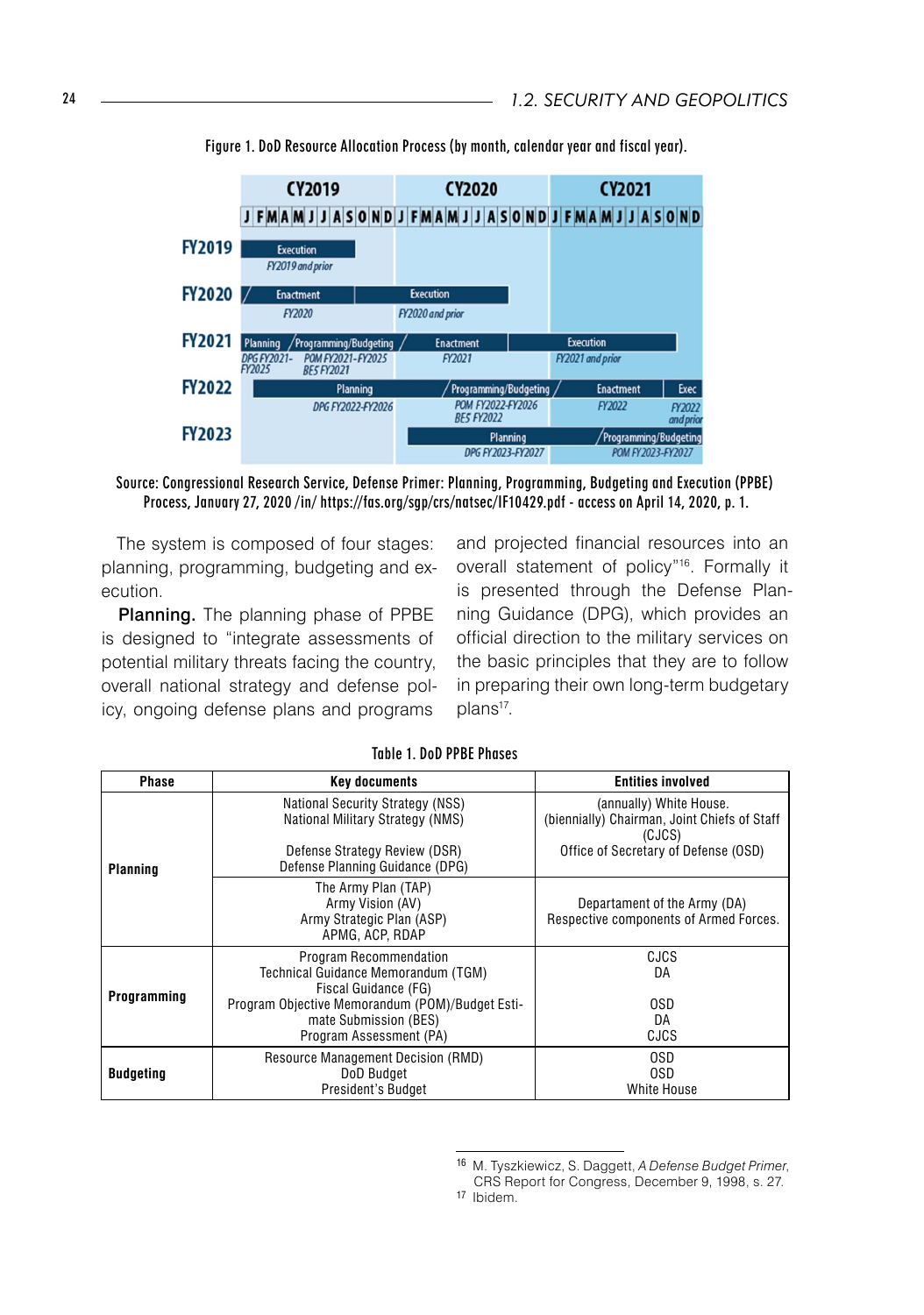Figure 1. DoD Resource Allocation Process (by month, calendar year and fiscal year).

| | CY2019 | CY2020 | CY2021 |
|---|---|---|---|
| | J F M A M J J A S O N D | J F M A M J J A S O N D | J F M A M J J A S O N D |
| FY2019 | Execution – FY2019 and prior | | |
| FY2020 | Enactment – FY2020; Execution | Execution – FY2020 and prior | |
| FY2021 | Planning – DPG FY2021-FY2025; Programming/Budgeting – POM FY2021-FY2025, BES FY2021 | Enactment – FY2021; Execution | Execution – FY2021 and prior |
| FY2022 | Planning – DPG FY2022-FY2026 | Planning; Programming/Budgeting – POM FY2022-FY2026, BES FY2022 | Enactment – FY2022; Exec – FY2022 and prior |
| FY2023 | | Planning – DPG FY2023-FY2027 | Planning; Programming/Budgeting – POM FY2023-FY2027 |

Source: Congressional Research Service, Defense Primer: Planning, Programming, Budgeting and Execution (PPBE) Process, January 27, 2020 /in/ https://fas.org/sgp/crs/natsec/IF10429.pdf - access on April 14, 2020, p. 1.

The system is composed of four stages: planning, programming, budgeting and execution.

**Planning.** The planning phase of PPBE is designed to "integrate assessments of potential military threats facing the country, overall national strategy and defense policy, ongoing defense plans and programs and projected financial resources into an overall statement of policy"[16]. Formally it is presented through the Defense Planning Guidance (DPG), which provides an official direction to the military services on the basic principles that they are to follow in preparing their own long-term budgetary plans[17].

Table 1. DoD PPBE Phases

| Phase | Key documents | Entities involved |
|---|---|---|
| **Planning** | National Security Strategy (NSS)<br>National Military Strategy (NMS)<br><br>Defense Strategy Review (DSR)<br>Defense Planning Guidance (DPG) | (annually) White House.<br>(biennially) Chairman, Joint Chiefs of Staff (CJCS)<br>Office of Secretary of Defense (OSD) |
| | The Army Plan (TAP)<br>Army Vision (AV)<br>Army Strategic Plan (ASP)<br>APMG, ACP, RDAP | Departament of the Army (DA)<br>Respective components of Armed Forces. |
| **Programming** | Program Recommendation<br>Technical Guidance Memorandum (TGM)<br>Fiscal Guidance (FG)<br>Program Objective Memorandum (POM)/Budget Estimate Submission (BES)<br>Program Assessment (PA) | CJCS<br>DA<br><br>OSD<br>DA<br>CJCS |
| **Budgeting** | Resource Management Decision (RMD)<br>DoD Budget<br>President's Budget | OSD<br>OSD<br>White House |

[16] M. Tyszkiewicz, S. Daggett, *A Defense Budget Primer*, CRS Report for Congress, December 9, 1998, s. 27.
[17] Ibidem.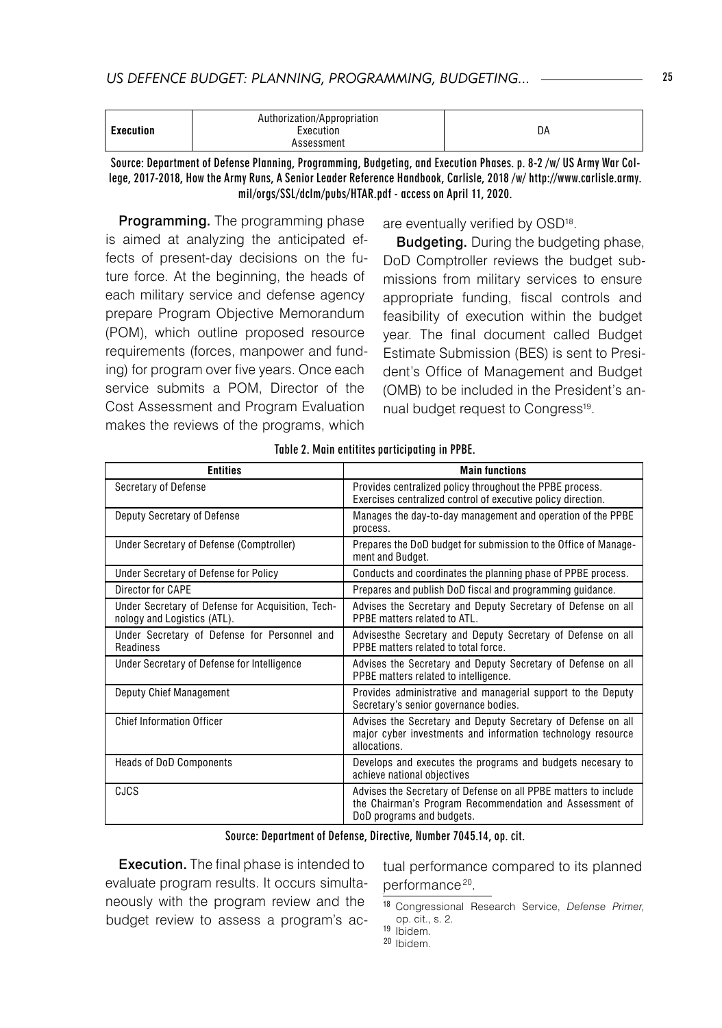| Execution | Authorization/Appropriation<br>Execution<br>Assessment | DA |
|---|---|---|

Source: Department of Defense Planning, Programming, Budgeting, and Execution Phases. p. 8-2 /w/ US Army War College, 2017-2018, How the Army Runs, A Senior Leader Reference Handbook, Carlisle, 2018 /w/ http://www.carlisle.army.mil/orgs/SSL/dclm/pubs/HTAR.pdf - access on April 11, 2020.

**Programming.** The programming phase is aimed at analyzing the anticipated effects of present-day decisions on the future force. At the beginning, the heads of each military service and defense agency prepare Program Objective Memorandum (POM), which outline proposed resource requirements (forces, manpower and funding) for program over five years. Once each service submits a POM, Director of the Cost Assessment and Program Evaluation makes the reviews of the programs, which are eventually verified by OSD[18].

**Budgeting.** During the budgeting phase, DoD Comptroller reviews the budget submissions from military services to ensure appropriate funding, fiscal controls and feasibility of execution within the budget year. The final document called Budget Estimate Submission (BES) is sent to President's Office of Management and Budget (OMB) to be included in the President's annual budget request to Congress[19].

Table 2. Main entitites participating in PPBE.

| Entities | Main functions |
|---|---|
| Secretary of Defense | Provides centralized policy throughout the PPBE process. Exercises centralized control of executive policy direction. |
| Deputy Secretary of Defense | Manages the day-to-day management and operation of the PPBE process. |
| Under Secretary of Defense (Comptroller) | Prepares the DoD budget for submission to the Office of Management and Budget. |
| Under Secretary of Defense for Policy | Conducts and coordinates the planning phase of PPBE process. |
| Director for CAPE | Prepares and publish DoD fiscal and programming guidance. |
| Under Secretary of Defense for Acquisition, Technology and Logistics (ATL). | Advises the Secretary and Deputy Secretary of Defense on all PPBE matters related to ATL. |
| Under Secretary of Defense for Personnel and Readiness | Advisesthe Secretary and Deputy Secretary of Defense on all PPBE matters related to total force. |
| Under Secretary of Defense for Intelligence | Advises the Secretary and Deputy Secretary of Defense on all PPBE matters related to intelligence. |
| Deputy Chief Management | Provides administrative and managerial support to the Deputy Secretary's senior governance bodies. |
| Chief Information Officer | Advises the Secretary and Deputy Secretary of Defense on all major cyber investments and information technology resource allocations. |
| Heads of DoD Components | Develops and executes the programs and budgets necesary to achieve national objectives |
| CJCS | Advises the Secretary of Defense on all PPBE matters to include the Chairman's Program Recommendation and Assessment of DoD programs and budgets. |

Source: Department of Defense, Directive, Number 7045.14, op. cit.

**Execution.** The final phase is intended to evaluate program results. It occurs simultaneously with the program review and the budget review to assess a program's actual performance compared to its planned performance[20].

[18] Congressional Research Service, *Defense Primer,* op. cit., s. 2.

[19] Ibidem.

[20] Ibidem.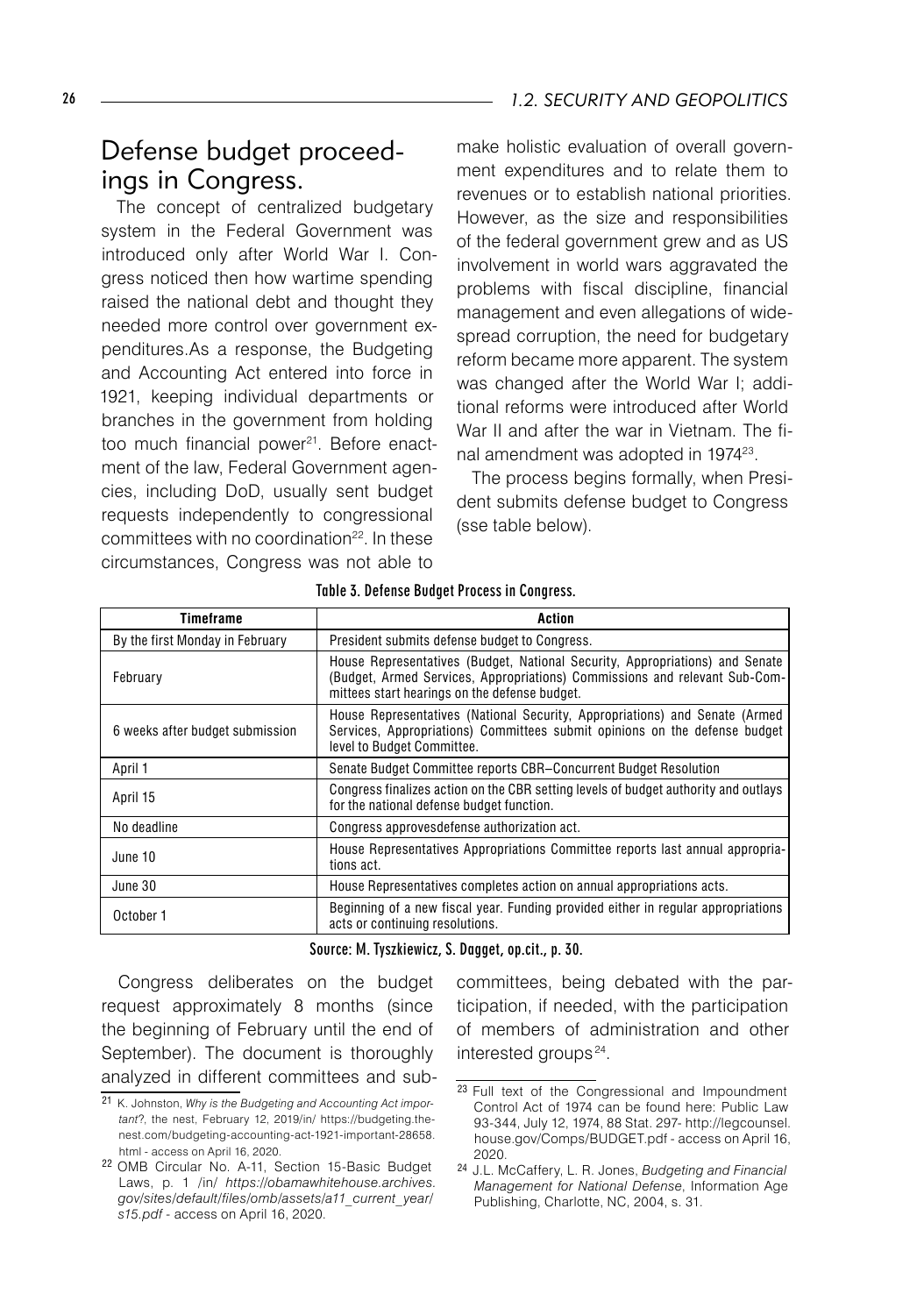## Defense budget proceedings in Congress.

The concept of centralized budgetary system in the Federal Government was introduced only after World War I. Congress noticed then how wartime spending raised the national debt and thought they needed more control over government expenditures.As a response, the Budgeting and Accounting Act entered into force in 1921, keeping individual departments or branches in the government from holding too much financial power[21]. Before enactment of the law, Federal Government agencies, including DoD, usually sent budget requests independently to congressional committees with no coordination[22]. In these circumstances, Congress was not able to make holistic evaluation of overall government expenditures and to relate them to revenues or to establish national priorities. However, as the size and responsibilities of the federal government grew and as US involvement in world wars aggravated the problems with fiscal discipline, financial management and even allegations of widespread corruption, the need for budgetary reform became more apparent. The system was changed after the World War I; additional reforms were introduced after World War II and after the war in Vietnam. The final amendment was adopted in 1974[23].

The process begins formally, when President submits defense budget to Congress (sse table below).

**Table 3. Defense Budget Process in Congress.**

| Timeframe | Action |
|---|---|
| By the first Monday in February | President submits defense budget to Congress. |
| February | House Representatives (Budget, National Security, Appropriations) and Senate (Budget, Armed Services, Appropriations) Commissions and relevant Sub-Committees start hearings on the defense budget. |
| 6 weeks after budget submission | House Representatives (National Security, Appropriations) and Senate (Armed Services, Appropriations) Committees submit opinions on the defense budget level to Budget Committee. |
| April 1 | Senate Budget Committee reports CBR–Concurrent Budget Resolution |
| April 15 | Congress finalizes action on the CBR setting levels of budget authority and outlays for the national defense budget function. |
| No deadline | Congress approvesdefense authorization act. |
| June 10 | House Representatives Appropriations Committee reports last annual appropriations act. |
| June 30 | House Representatives completes action on annual appropriations acts. |
| October 1 | Beginning of a new fiscal year. Funding provided either in regular appropriations acts or continuing resolutions. |

**Source: M. Tyszkiewicz, S. Dagget, op.cit., p. 30.**

Congress deliberates on the budget request approximately 8 months (since the beginning of February until the end of September). The document is thoroughly analyzed in different committees and subcommittees, being debated with the participation, if needed, with the participation of members of administration and other interested groups[24].

---

[21] K. Johnston, *Why is the Budgeting and Accounting Act important?*, the nest, February 12, 2019/in/ https://budgeting.thenest.com/budgeting-accounting-act-1921-important-28658.html - access on April 16, 2020.

[22] OMB Circular No. A-11, Section 15-Basic Budget Laws, p. 1 /in/ *https://obamawhitehouse.archives.gov/sites/default/files/omb/assets/a11_current_year/s15.pdf* - access on April 16, 2020.

[23] Full text of the Congressional and Impoundment Control Act of 1974 can be found here: Public Law 93-344, July 12, 1974, 88 Stat. 297- http://legcounsel.house.gov/Comps/BUDGET.pdf - access on April 16, 2020.

[24] J.L. McCaffery, L. R. Jones, *Budgeting and Financial Management for National Defense,* Information Age Publishing, Charlotte, NC, 2004, s. 31.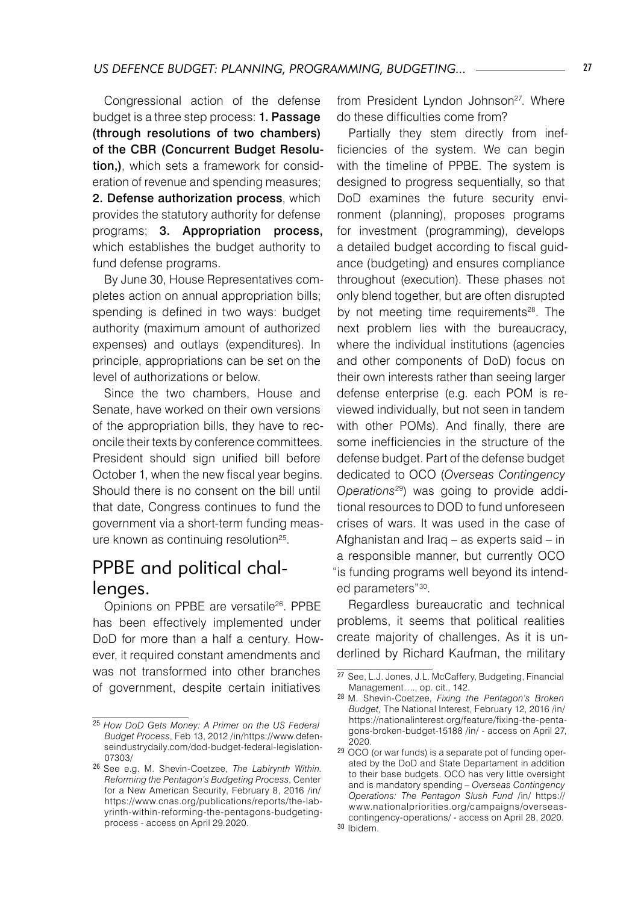Congressional action of the defense budget is a three step process: **1. Passage (through resolutions of two chambers) of the CBR (Concurrent Budget Resolution,)**, which sets a framework for consideration of revenue and spending measures; **2. Defense authorization process**, which provides the statutory authority for defense programs; **3. Appropriation process,** which establishes the budget authority to fund defense programs.

By June 30, House Representatives completes action on annual appropriation bills; spending is defined in two ways: budget authority (maximum amount of authorized expenses) and outlays (expenditures). In principle, appropriations can be set on the level of authorizations or below.

Since the two chambers, House and Senate, have worked on their own versions of the appropriation bills, they have to reconcile their texts by conference committees. President should sign unified bill before October 1, when the new fiscal year begins. Should there is no consent on the bill until that date, Congress continues to fund the government via a short-term funding measure known as continuing resolution[25].

## PPBE and political challenges.

Opinions on PPBE are versatile[26]. PPBE has been effectively implemented under DoD for more than a half a century. However, it required constant amendments and was not transformed into other branches of government, despite certain initiatives from President Lyndon Johnson[27]. Where do these difficulties come from?

Partially they stem directly from inefficiencies of the system. We can begin with the timeline of PPBE. The system is designed to progress sequentially, so that DoD examines the future security environment (planning), proposes programs for investment (programming), develops a detailed budget according to fiscal guidance (budgeting) and ensures compliance throughout (execution). These phases not only blend together, but are often disrupted by not meeting time requirements[28]. The next problem lies with the bureaucracy, where the individual institutions (agencies and other components of DoD) focus on their own interests rather than seeing larger defense enterprise (e.g. each POM is reviewed individually, but not seen in tandem with other POMs). And finally, there are some inefficiencies in the structure of the defense budget. Part of the defense budget dedicated to OCO (*Overseas Contingency Operations*[29]) was going to provide additional resources to DOD to fund unforeseen crises of wars. It was used in the case of Afghanistan and Iraq – as experts said – in a responsible manner, but currently OCO "is funding programs well beyond its intended parameters"[30].

Regardless bureaucratic and technical problems, it seems that political realities create majority of challenges. As it is underlined by Richard Kaufman, the military

---

[25] *How DoD Gets Money: A Primer on the US Federal Budget Process*, Feb 13, 2012 /in/https://www.defenseindustrydaily.com/dod-budget-federal-legislation-07303/

[26] See e.g. M. Shevin-Coetzee, *The Labirynth Within. Reforming the Pentagon's Budgeting Process*, Center for a New American Security, February 8, 2016 /in/ https://www.cnas.org/publications/reports/the-labyrinth-within-reforming-the-pentagons-budgeting-process - access on April 29.2020.

[27] See, L.J. Jones, J.L. McCaffery, Budgeting, Financial Management…., op. cit., 142.

[28] M. Shevin-Coetzee, *Fixing the Pentagon's Broken Budget,* The National Interest, February 12, 2016 /in/ https://nationalinterest.org/feature/fixing-the-pentagons-broken-budget-15188 /in/ - access on April 27, 2020.

[29] OCO (or war funds) is a separate pot of funding operated by the DoD and State Departament in addition to their base budgets. OCO has very little oversight and is mandatory spending – *Overseas Contingency Operations: The Pentagon Slush Fund* /in/ https://www.nationalpriorities.org/campaigns/overseas-contingency-operations/ - access on April 28, 2020.

[30] Ibidem.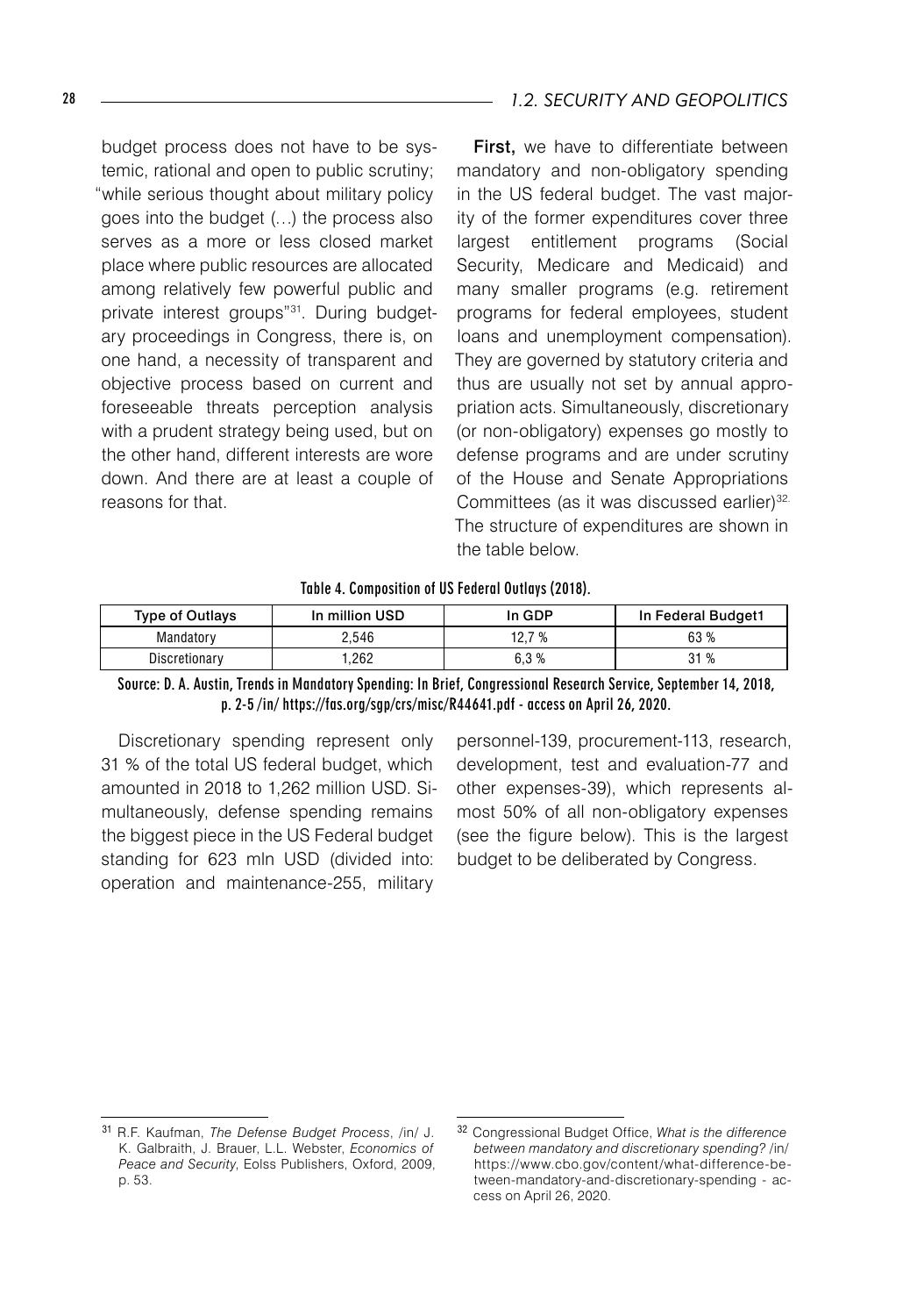budget process does not have to be systemic, rational and open to public scrutiny; "while serious thought about military policy goes into the budget (...) the process also serves as a more or less closed market place where public resources are allocated among relatively few powerful public and private interest groups"[31]. During budgetary proceedings in Congress, there is, on one hand, a necessity of transparent and objective process based on current and foreseeable threats perception analysis with a prudent strategy being used, but on the other hand, different interests are wore down. And there are at least a couple of reasons for that.

**First,** we have to differentiate between mandatory and non-obligatory spending in the US federal budget. The vast majority of the former expenditures cover three largest entitlement programs (Social Security, Medicare and Medicaid) and many smaller programs (e.g. retirement programs for federal employees, student loans and unemployment compensation). They are governed by statutory criteria and thus are usually not set by annual appropriation acts. Simultaneously, discretionary (or non-obligatory) expenses go mostly to defense programs and are under scrutiny of the House and Senate Appropriations Committees (as it was discussed earlier)[32]. The structure of expenditures are shown in the table below.

**Table 4. Composition of US Federal Outlays (2018).**

| Type of Outlays | In million USD | In GDP | In Federal Budget1 |
|---|---|---|---|
| Mandatory | 2,546 | 12,7 % | 63 % |
| Discretionary | 1,262 | 6,3 % | 31 % |

Source: D. A. Austin, Trends in Mandatory Spending: In Brief, Congressional Research Service, September 14, 2018, p. 2-5 /in/ https://fas.org/sgp/crs/misc/R44641.pdf - access on April 26, 2020.

Discretionary spending represent only 31 % of the total US federal budget, which amounted in 2018 to 1,262 million USD. Simultaneously, defense spending remains the biggest piece in the US Federal budget standing for 623 mln USD (divided into: operation and maintenance-255, military personnel-139, procurement-113, research, development, test and evaluation-77 and other expenses-39), which represents almost 50% of all non-obligatory expenses (see the figure below). This is the largest budget to be deliberated by Congress.

---

[31] R.F. Kaufman, *The Defense Budget Process*, /in/ J. K. Galbraith, J. Brauer, L.L. Webster, *Economics of Peace and Security*, Eolss Publishers, Oxford, 2009, p. 53.

[32] Congressional Budget Office, *What is the difference between mandatory and discretionary spending?* /in/ https://www.cbo.gov/content/what-difference-between-mandatory-and-discretionary-spending - access on April 26, 2020.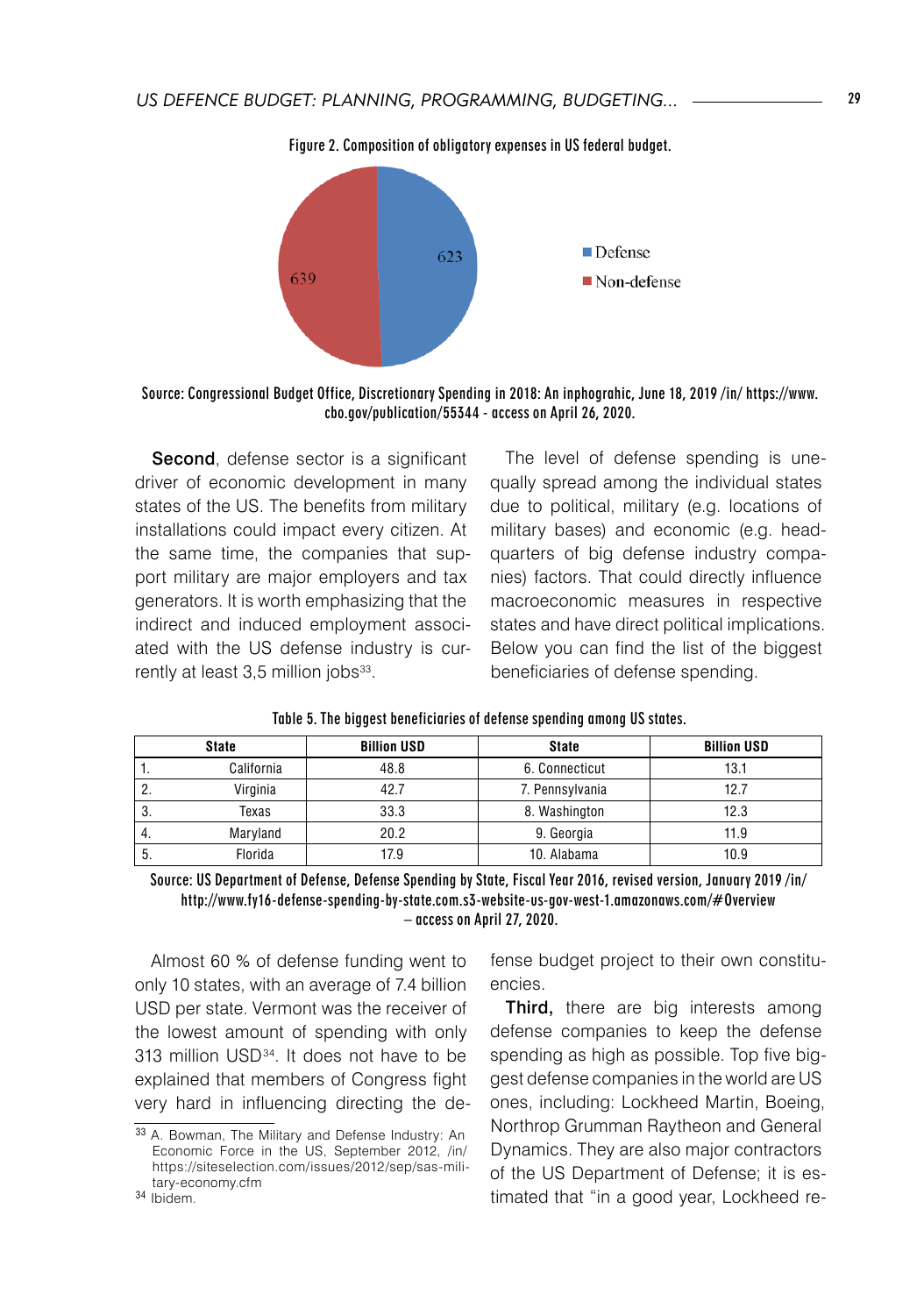Figure 2. Composition of obligatory expenses in US federal budget.

Source: Congressional Budget Office, Discretionary Spending in 2018: An inphograhic, June 18, 2019 /in/ https://www.cbo.gov/publication/55344 - access on April 26, 2020.

**Second**, defense sector is a significant driver of economic development in many states of the US. The benefits from military installations could impact every citizen. At the same time, the companies that support military are major employers and tax generators. It is worth emphasizing that the indirect and induced employment associated with the US defense industry is currently at least 3,5 million jobs[33].

The level of defense spending is unequally spread among the individual states due to political, military (e.g. locations of military bases) and economic (e.g. headquarters of big defense industry companies) factors. That could directly influence macroeconomic measures in respective states and have direct political implications. Below you can find the list of the biggest beneficiaries of defense spending.

Table 5. The biggest beneficiaries of defense spending among US states.

| State | Billion USD | State | Billion USD |
|---|---|---|---|
| 1. California | 48.8 | 6. Connecticut | 13.1 |
| 2. Virginia | 42.7 | 7. Pennsylvania | 12.7 |
| 3. Texas | 33.3 | 8. Washington | 12.3 |
| 4. Maryland | 20.2 | 9. Georgia | 11.9 |
| 5. Florida | 17.9 | 10. Alabama | 10.9 |

Source: US Department of Defense, Defense Spending by State, Fiscal Year 2016, revised version, January 2019 /in/ http://www.fy16-defense-spending-by-state.com.s3-website-us-gov-west-1.amazonaws.com/#Overview – access on April 27, 2020.

Almost 60 % of defense funding went to only 10 states, with an average of 7.4 billion USD per state. Vermont was the receiver of the lowest amount of spending with only 313 million USD[34]. It does not have to be explained that members of Congress fight very hard in influencing directing the defense budget project to their own constituencies.

**Third,** there are big interests among defense companies to keep the defense spending as high as possible. Top five biggest defense companies in the world are US ones, including: Lockheed Martin, Boeing, Northrop Grumman Raytheon and General Dynamics. They are also major contractors of the US Department of Defense; it is estimated that "in a good year, Lockheed re-

[33] A. Bowman, The Military and Defense Industry: An Economic Force in the US, September 2012, /in/ https://siteselection.com/issues/2012/sep/sas-military-economy.cfm

[34] Ibidem.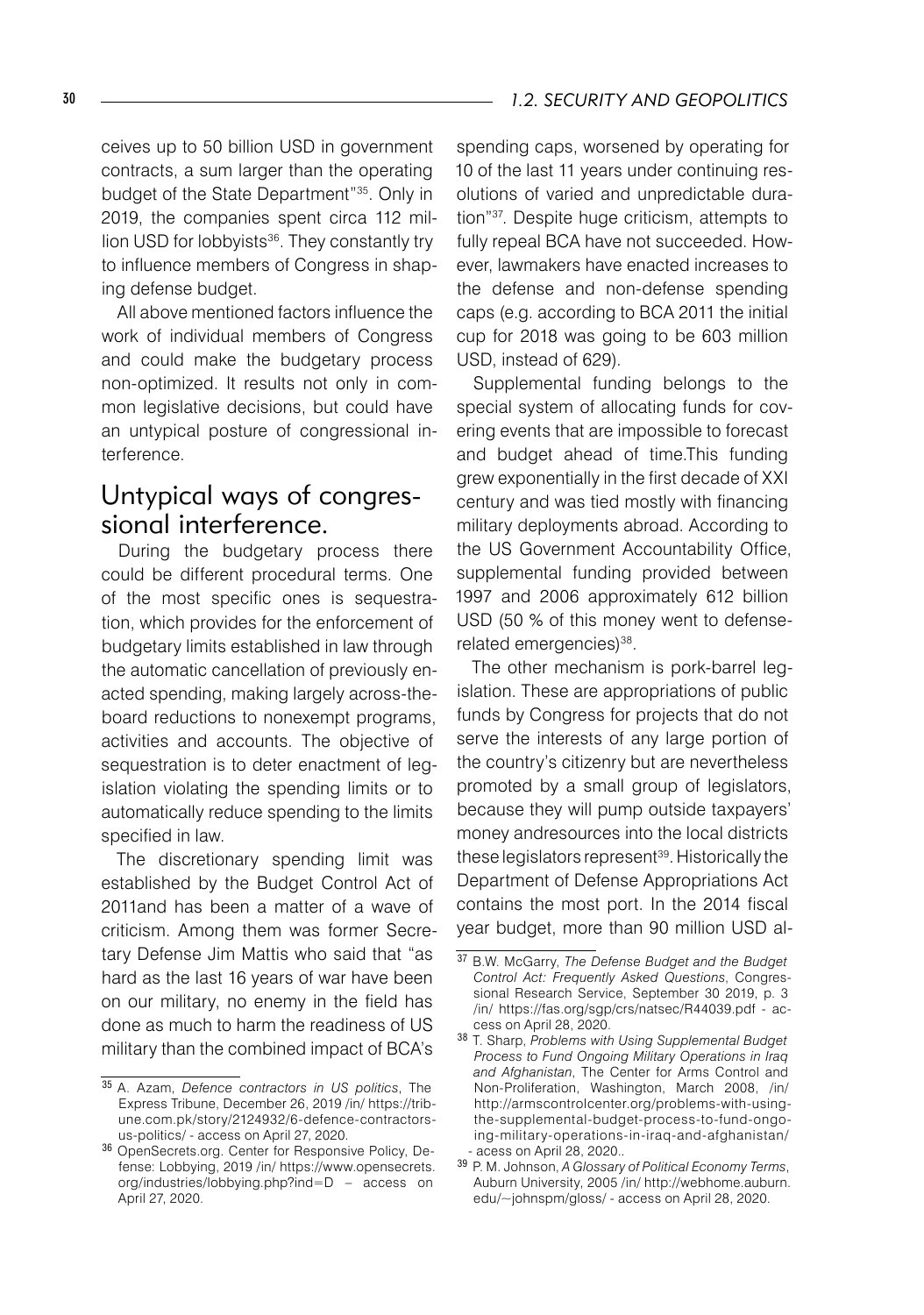ceives up to 50 billion USD in government contracts, a sum larger than the operating budget of the State Department"[35]. Only in 2019, the companies spent circa 112 million USD for lobbyists[36]. They constantly try to influence members of Congress in shaping defense budget.

All above mentioned factors influence the work of individual members of Congress and could make the budgetary process non-optimized. It results not only in common legislative decisions, but could have an untypical posture of congressional interference.

## Untypical ways of congressional interference.

During the budgetary process there could be different procedural terms. One of the most specific ones is sequestration, which provides for the enforcement of budgetary limits established in law through the automatic cancellation of previously enacted spending, making largely across-the-board reductions to nonexempt programs, activities and accounts. The objective of sequestration is to deter enactment of legislation violating the spending limits or to automatically reduce spending to the limits specified in law.

The discretionary spending limit was established by the Budget Control Act of 2011and has been a matter of a wave of criticism. Among them was former Secretary Defense Jim Mattis who said that "as hard as the last 16 years of war have been on our military, no enemy in the field has done as much to harm the readiness of US military than the combined impact of BCA's spending caps, worsened by operating for 10 of the last 11 years under continuing resolutions of varied and unpredictable duration"[37]. Despite huge criticism, attempts to fully repeal BCA have not succeeded. However, lawmakers have enacted increases to the defense and non-defense spending caps (e.g. according to BCA 2011 the initial cup for 2018 was going to be 603 million USD, instead of 629).

Supplemental funding belongs to the special system of allocating funds for covering events that are impossible to forecast and budget ahead of time.This funding grew exponentially in the first decade of XXI century and was tied mostly with financing military deployments abroad. According to the US Government Accountability Office, supplemental funding provided between 1997 and 2006 approximately 612 billion USD (50 % of this money went to defense-related emergencies)[38].

The other mechanism is pork-barrel legislation. These are appropriations of public funds by Congress for projects that do not serve the interests of any large portion of the country's citizenry but are nevertheless promoted by a small group of legislators, because they will pump outside taxpayers' money andresources into the local districts these legislators represent[39]. Historically the Department of Defense Appropriations Act contains the most port. In the 2014 fiscal year budget, more than 90 million USD al-

---

[35] A. Azam, *Defence contractors in US politics*, The Express Tribune, December 26, 2019 /in/ https://tribune.com.pk/story/2124932/6-defence-contractors-us-politics/ - access on April 27, 2020.

[36] OpenSecrets.org. Center for Responsive Policy, Defense: Lobbying, 2019 /in/ https://www.opensecrets.org/industries/lobbying.php?ind=D – access on April 27, 2020.

[37] B.W. McGarry, *The Defense Budget and the Budget Control Act: Frequently Asked Questions*, Congressional Research Service, September 30 2019, p. 3 /in/ https://fas.org/sgp/crs/natsec/R44039.pdf - access on April 28, 2020.

[38] T. Sharp, *Problems with Using Supplemental Budget Process to Fund Ongoing Military Operations in Iraq and Afghanistan*, The Center for Arms Control and Non-Proliferation, Washington, March 2008, /in/ http://armscontrolcenter.org/problems-with-using-the-supplemental-budget-process-to-fund-ongoing-military-operations-in-iraq-and-afghanistan/ - acess on April 28, 2020..

[39] P. M. Johnson, *A Glossary of Political Economy Terms*, Auburn University, 2005 /in/ http://webhome.auburn.edu/~johnspm/gloss/ - access on April 28, 2020.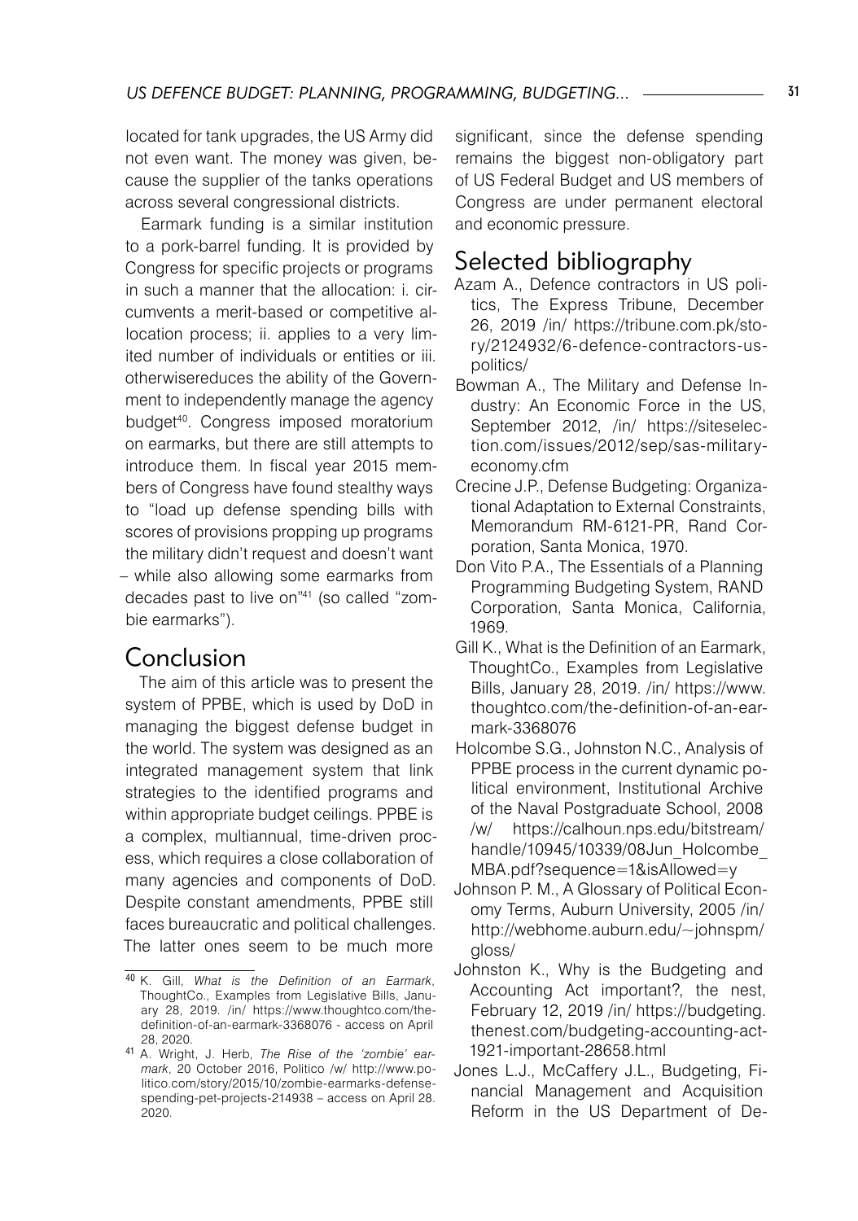located for tank upgrades, the US Army did not even want. The money was given, because the supplier of the tanks operations across several congressional districts.

Earmark funding is a similar institution to a pork-barrel funding. It is provided by Congress for specific projects or programs in such a manner that the allocation: i. circumvents a merit-based or competitive allocation process; ii. applies to a very limited number of individuals or entities or iii. otherwisereduces the ability of the Government to independently manage the agency budget[40]. Congress imposed moratorium on earmarks, but there are still attempts to introduce them. In fiscal year 2015 members of Congress have found stealthy ways to "load up defense spending bills with scores of provisions propping up programs the military didn't request and doesn't want – while also allowing some earmarks from decades past to live on"[41] (so called "zombie earmarks").

## Conclusion

The aim of this article was to present the system of PPBE, which is used by DoD in managing the biggest defense budget in the world. The system was designed as an integrated management system that link strategies to the identified programs and within appropriate budget ceilings. PPBE is a complex, multiannual, time-driven process, which requires a close collaboration of many agencies and components of DoD. Despite constant amendments, PPBE still faces bureaucratic and political challenges. The latter ones seem to be much more significant, since the defense spending remains the biggest non-obligatory part of US Federal Budget and US members of Congress are under permanent electoral and economic pressure.

## Selected bibliography

Azam A., Defence contractors in US politics, The Express Tribune, December 26, 2019 /in/ https://tribune.com.pk/story/2124932/6-defence-contractors-us-politics/

Bowman A., The Military and Defense Industry: An Economic Force in the US, September 2012, /in/ https://siteselection.com/issues/2012/sep/sas-military-economy.cfm

Crecine J.P., Defense Budgeting: Organizational Adaptation to External Constraints, Memorandum RM-6121-PR, Rand Corporation, Santa Monica, 1970.

Don Vito P.A., The Essentials of a Planning Programming Budgeting System, RAND Corporation, Santa Monica, California, 1969.

Gill K., What is the Definition of an Earmark, ThoughtCo., Examples from Legislative Bills, January 28, 2019. /in/ https://www.thoughtco.com/the-definition-of-an-earmark-3368076

Holcombe S.G., Johnston N.C., Analysis of PPBE process in the current dynamic political environment, Institutional Archive of the Naval Postgraduate School, 2008 /w/ https://calhoun.nps.edu/bitstream/handle/10945/10339/08Jun_Holcombe_MBA.pdf?sequence=1&isAllowed=y

Johnson P. M., A Glossary of Political Economy Terms, Auburn University, 2005 /in/ http://webhome.auburn.edu/~johnspm/gloss/

Johnston K., Why is the Budgeting and Accounting Act important?, the nest, February 12, 2019 /in/ https://budgeting.thenest.com/budgeting-accounting-act-1921-important-28658.html

Jones L.J., McCaffery J.L., Budgeting, Financial Management and Acquisition Reform in the US Department of De-

---

[40] K. Gill, *What is the Definition of an Earmark*, ThoughtCo., Examples from Legislative Bills, January 28, 2019. /in/ https://www.thoughtco.com/the-definition-of-an-earmark-3368076 - access on April 28, 2020.

[41] A. Wright, J. Herb, *The Rise of the 'zombie' earmark*, 20 October 2016, Politico /w/ http://www.politico.com/story/2015/10/zombie-earmarks-defense-spending-pet-projects-214938 – access on April 28. 2020.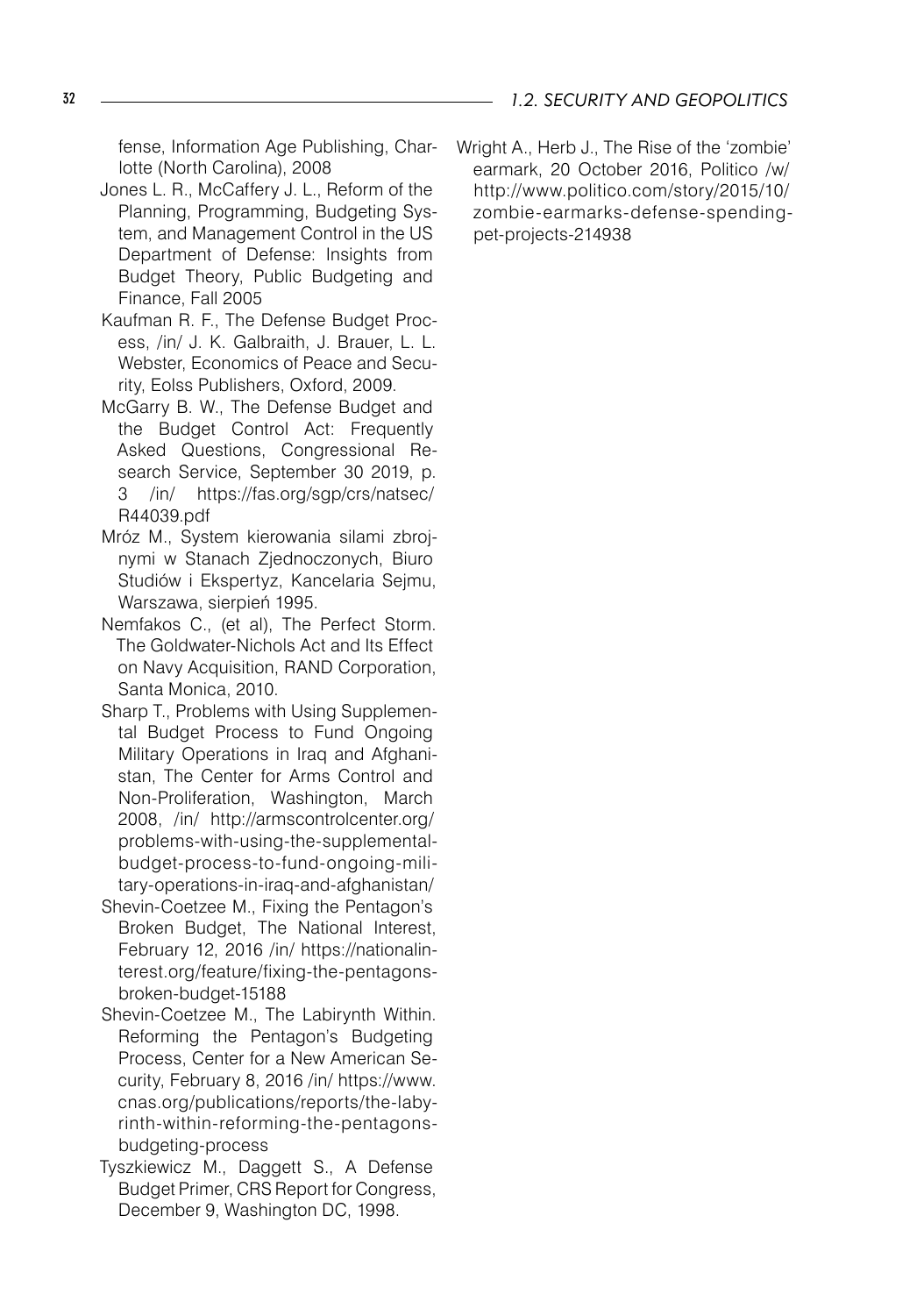fense, Information Age Publishing, Charlotte (North Carolina), 2008

Jones L. R., McCaffery J. L., Reform of the Planning, Programming, Budgeting System, and Management Control in the US Department of Defense: Insights from Budget Theory, Public Budgeting and Finance, Fall 2005

Kaufman R. F., The Defense Budget Process, /in/ J. K. Galbraith, J. Brauer, L. L. Webster, Economics of Peace and Security, Eolss Publishers, Oxford, 2009.

McGarry B. W., The Defense Budget and the Budget Control Act: Frequently Asked Questions, Congressional Research Service, September 30 2019, p. 3 /in/ https://fas.org/sgp/crs/natsec/R44039.pdf

Mróz M., System kierowania silami zbrojnymi w Stanach Zjednoczonych, Biuro Studiów i Ekspertyz, Kancelaria Sejmu, Warszawa, sierpień 1995.

Nemfakos C., (et al), The Perfect Storm. The Goldwater-Nichols Act and Its Effect on Navy Acquisition, RAND Corporation, Santa Monica, 2010.

Sharp T., Problems with Using Supplemental Budget Process to Fund Ongoing Military Operations in Iraq and Afghanistan, The Center for Arms Control and Non-Proliferation, Washington, March 2008, /in/ http://armscontrolcenter.org/problems-with-using-the-supplemental-budget-process-to-fund-ongoing-military-operations-in-iraq-and-afghanistan/

Shevin-Coetzee M., Fixing the Pentagon's Broken Budget, The National Interest, February 12, 2016 /in/ https://nationalinterest.org/feature/fixing-the-pentagons-broken-budget-15188

Shevin-Coetzee M., The Labirynth Within. Reforming the Pentagon's Budgeting Process, Center for a New American Security, February 8, 2016 /in/ https://www.cnas.org/publications/reports/the-labyrinth-within-reforming-the-pentagons-budgeting-process

Tyszkiewicz M., Daggett S., A Defense Budget Primer, CRS Report for Congress, December 9, Washington DC, 1998.

Wright A., Herb J., The Rise of the 'zombie' earmark, 20 October 2016, Politico /w/ http://www.politico.com/story/2015/10/zombie-earmarks-defense-spending-pet-projects-214938